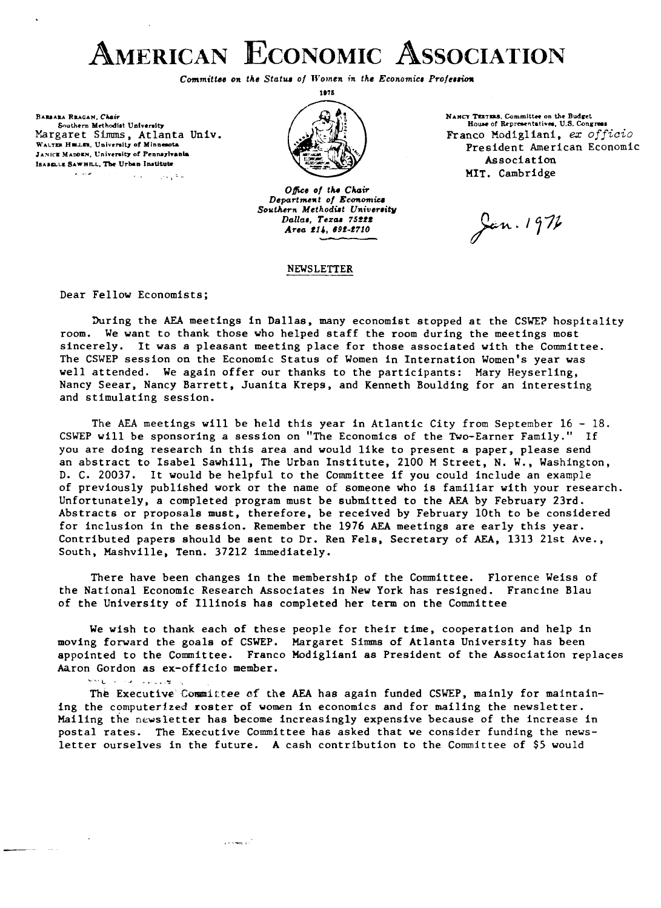# AMERICAN ECONOMIC ASSOCIATION

*Committee on the Status of Women in the Economics Profession*

1975

BARBARA REAGAN, *Chair*
Southern Methodist University
Margaret Simms, Atlanta Univ.
WALTER HELLER, University of Minnesota
JANICE MADDEN, University of Pennsylvania
ISABELLE SAWHILL, The Urban Institute

NANCY TEETERS, Committee on the Budget
House of Representatives, U.S. Congress
Franco Modigliani, *ex officio*
President American Economic Association
MIT. Cambridge

*Office of the Chair*
*Department of Economics*
*Southern Methodist University*
*Dallas, Texas 75222*
*Area 214, 692-2710*

Jan. 1976

NEWSLETTER

Dear Fellow Economists;

During the AEA meetings in Dallas, many economist stopped at the CSWEP hospitality room. We want to thank those who helped staff the room during the meetings most sincerely. It was a pleasant meeting place for those associated with the Committee. The CSWEP session on the Economic Status of Women in Internation Women's year was well attended. We again offer our thanks to the participants: Mary Heyserling, Nancy Seear, Nancy Barrett, Juanita Kreps, and Kenneth Boulding for an interesting and stimulating session.

The AEA meetings will be held this year in Atlantic City from September 16 - 18. CSWEP will be sponsoring a session on "The Economics of the Two-Earner Family." If you are doing research in this area and would like to present a paper, please send an abstract to Isabel Sawhill, The Urban Institute, 2100 M Street, N. W., Washington, D. C. 20037. It would be helpful to the Committee if you could include an example of previously published work or the name of someone who is familiar with your research. Unfortunately, a completed program must be submitted to the AEA by February 23rd. Abstracts or proposals must, therefore, be received by February 10th to be considered for inclusion in the session. Remember the 1976 AEA meetings are early this year. Contributed papers should be sent to Dr. Ren Fels, Secretary of AEA, 1313 21st Ave., South, Nashville, Tenn. 37212 immediately.

There have been changes in the membership of the Committee. Florence Weiss of the National Economic Research Associates in New York has resigned. Francine Blau of the University of Illinois has completed her term on the Committee

We wish to thank each of these people for their time, cooperation and help in moving forward the goals of CSWEP. Margaret Simms of Atlanta University has been appointed to the Committee. Franco Modigliani as President of the Association replaces Aaron Gordon as ex-officio member.

The Executive Committee of the AEA has again funded CSWEP, mainly for maintaining the computerized roster of women in economics and for mailing the newsletter. Mailing the newsletter has become increasingly expensive because of the increase in postal rates. The Executive Committee has asked that we consider funding the newsletter ourselves in the future. A cash contribution to the Committee of $5 would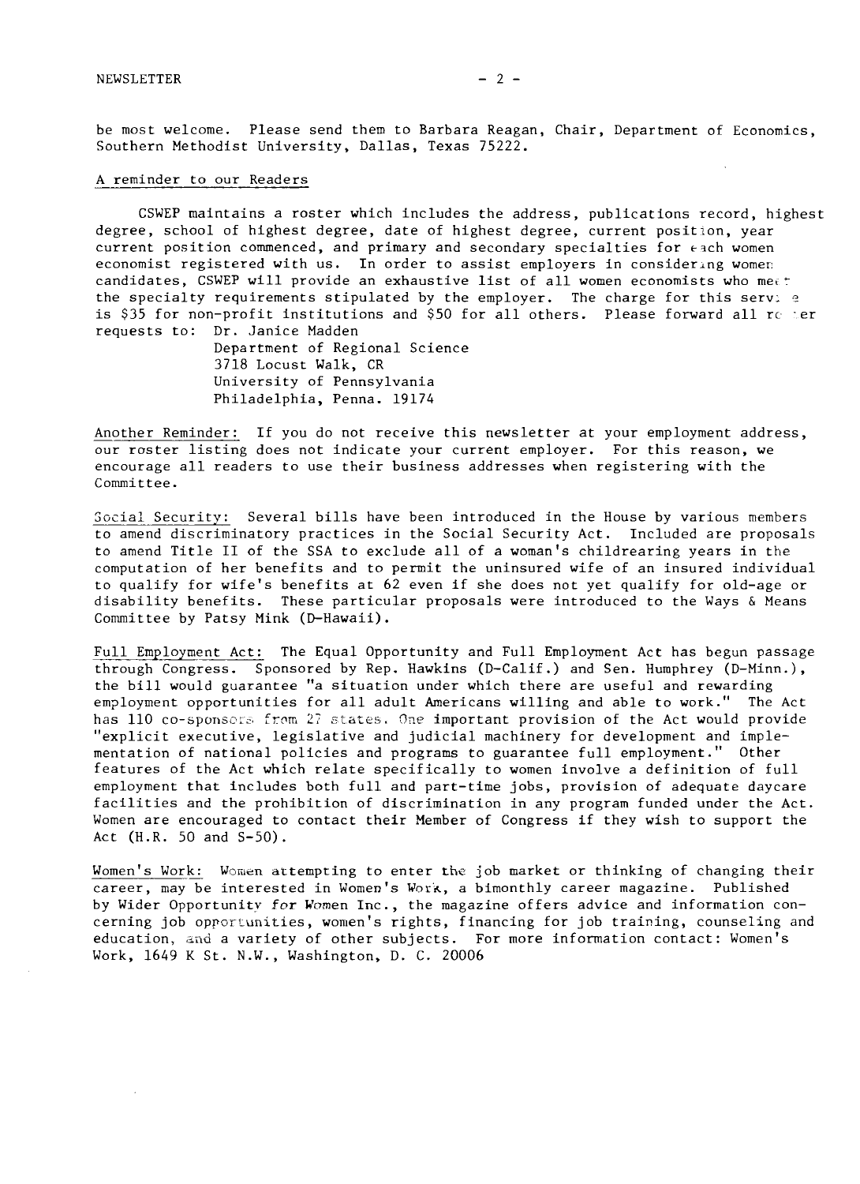be most welcome. Please send them to Barbara Reagan, Chair, Department of Economics, Southern Methodist University, Dallas, Texas 75222.

A reminder to our Readers

CSWEP maintains a roster which includes the address, publications record, highest degree, school of highest degree, date of highest degree, current position, year current position commenced, and primary and secondary specialties for each women economist registered with us. In order to assist employers in considering women candidates, CSWEP will provide an exhaustive list of all women economists who meet the specialty requirements stipulated by the employer. The charge for this service is $35 for non-profit institutions and $50 for all others. Please forward all roster requests to: Dr. Janice Madden
Department of Regional Science
3718 Locust Walk, CR
University of Pennsylvania
Philadelphia, Penna. 19174

Another Reminder: If you do not receive this newsletter at your employment address, our roster listing does not indicate your current employer. For this reason, we encourage all readers to use their business addresses when registering with the Committee.

Social Security: Several bills have been introduced in the House by various members to amend discriminatory practices in the Social Security Act. Included are proposals to amend Title II of the SSA to exclude all of a woman's childrearing years in the computation of her benefits and to permit the uninsured wife of an insured individual to qualify for wife's benefits at 62 even if she does not yet qualify for old-age or disability benefits. These particular proposals were introduced to the Ways & Means Committee by Patsy Mink (D-Hawaii).

Full Employment Act: The Equal Opportunity and Full Employment Act has begun passage through Congress. Sponsored by Rep. Hawkins (D-Calif.) and Sen. Humphrey (D-Minn.), the bill would guarantee "a situation under which there are useful and rewarding employment opportunities for all adult Americans willing and able to work." The Act has 110 co-sponsors from 27 states. One important provision of the Act would provide "explicit executive, legislative and judicial machinery for development and implementation of national policies and programs to guarantee full employment." Other features of the Act which relate specifically to women involve a definition of full employment that includes both full and part-time jobs, provision of adequate daycare facilities and the prohibition of discrimination in any program funded under the Act. Women are encouraged to contact their Member of Congress if they wish to support the Act (H.R. 50 and S-50).

Women's Work: Women attempting to enter the job market or thinking of changing their career, may be interested in Women's Work, a bimonthly career magazine. Published by Wider Opportunity for Women Inc., the magazine offers advice and information concerning job opportunities, women's rights, financing for job training, counseling and education, and a variety of other subjects. For more information contact: Women's Work, 1649 K St. N.W., Washington, D. C. 20006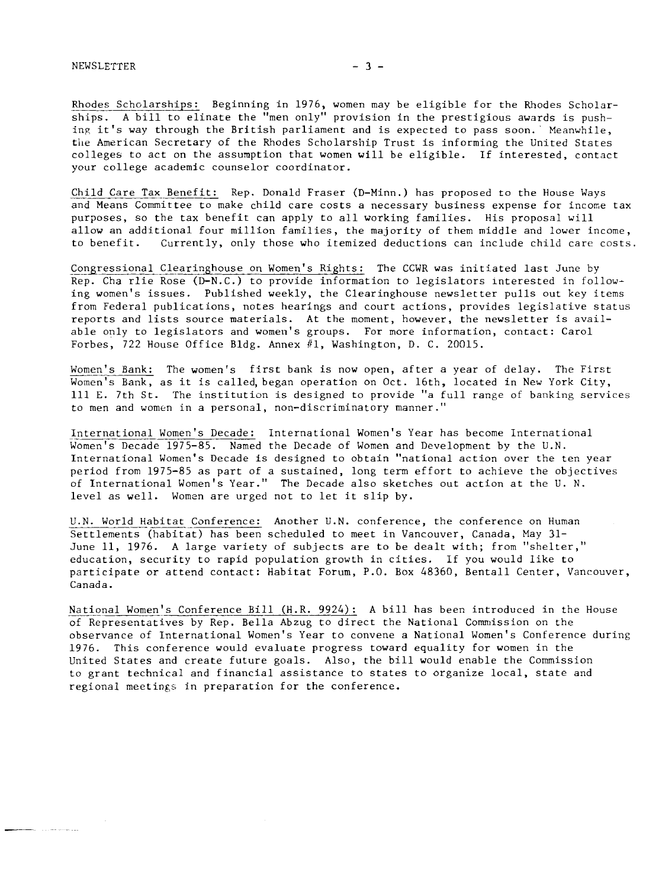Rhodes Scholarships: Beginning in 1976, women may be eligible for the Rhodes Scholarships. A bill to elinate the "men only" provision in the prestigious awards is pushing it's way through the British parliament and is expected to pass soon. Meanwhile, the American Secretary of the Rhodes Scholarship Trust is informing the United States colleges to act on the assumption that women will be eligible. If interested, contact your college academic counselor coordinator.

Child Care Tax Benefit: Rep. Donald Fraser (D-Minn.) has proposed to the House Ways and Means Committee to make child care costs a necessary business expense for income tax purposes, so the tax benefit can apply to all working families. His proposal will allow an additional four million families, the majority of them middle and lower income, to benefit. Currently, only those who itemized deductions can include child care costs.

Congressional Clearinghouse on Women's Rights: The CCWR was initiated last June by Rep. Cha rlie Rose (D-N.C.) to provide information to legislators interested in following women's issues. Published weekly, the Clearinghouse newsletter pulls out key items from Federal publications, notes hearings and court actions, provides legislative status reports and lists source materials. At the moment, however, the newsletter is available only to legislators and women's groups. For more information, contact: Carol Forbes, 722 House Office Bldg. Annex #1, Washington, D. C. 20015.

Women's Bank: The women's first bank is now open, after a year of delay. The First Women's Bank, as it is called, began operation on Oct. 16th, located in New York City, 111 E. 7th St. The institution is designed to provide "a full range of banking services to men and women in a personal, non-discriminatory manner."

International Women's Decade: International Women's Year has become International Women's Decade 1975-85. Named the Decade of Women and Development by the U.N. International Women's Decade is designed to obtain "national action over the ten year period from 1975-85 as part of a sustained, long term effort to achieve the objectives of International Women's Year." The Decade also sketches out action at the U. N. level as well. Women are urged not to let it slip by.

U.N. World Habitat Conference: Another U.N. conference, the conference on Human Settlements (habitat) has been scheduled to meet in Vancouver, Canada, May 31-June 11, 1976. A large variety of subjects are to be dealt with; from "shelter," education, security to rapid population growth in cities. If you would like to participate or attend contact: Habitat Forum, P.O. Box 48360, Bentall Center, Vancouver, Canada.

National Women's Conference Bill (H.R. 9924): A bill has been introduced in the House of Representatives by Rep. Bella Abzug to direct the National Commission on the observance of International Women's Year to convene a National Women's Conference during 1976. This conference would evaluate progress toward equality for women in the United States and create future goals. Also, the bill would enable the Commission to grant technical and financial assistance to states to organize local, state and regional meetings in preparation for the conference.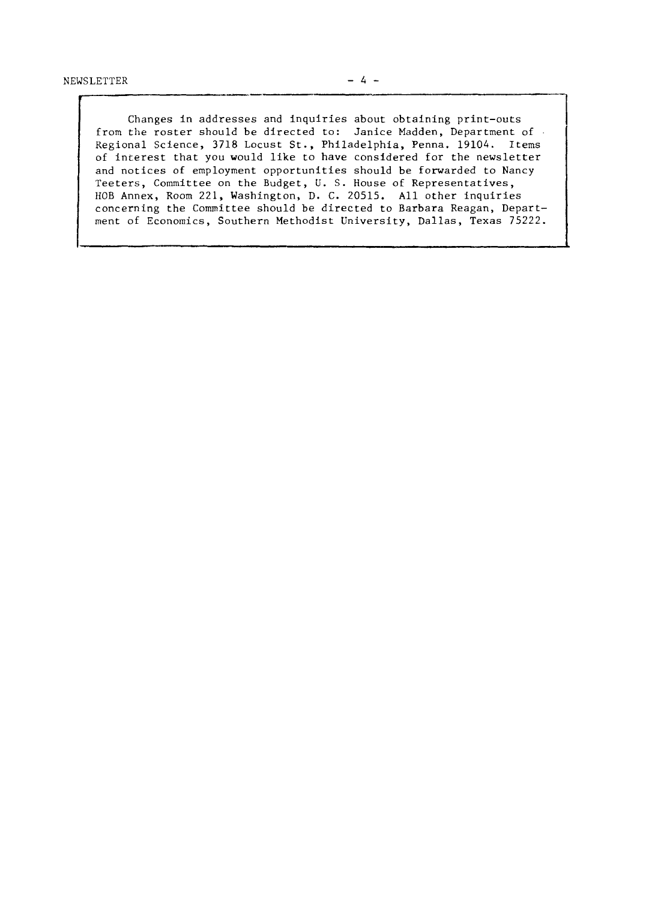Changes in addresses and inquiries about obtaining print-outs from the roster should be directed to: Janice Madden, Department of Regional Science, 3718 Locust St., Philadelphia, Penna. 19104. Items of interest that you would like to have considered for the newsletter and notices of employment opportunities should be forwarded to Nancy Teeters, Committee on the Budget, U. S. House of Representatives, HOB Annex, Room 221, Washington, D. C. 20515. All other inquiries concerning the Committee should be directed to Barbara Reagan, Department of Economics, Southern Methodist University, Dallas, Texas 75222.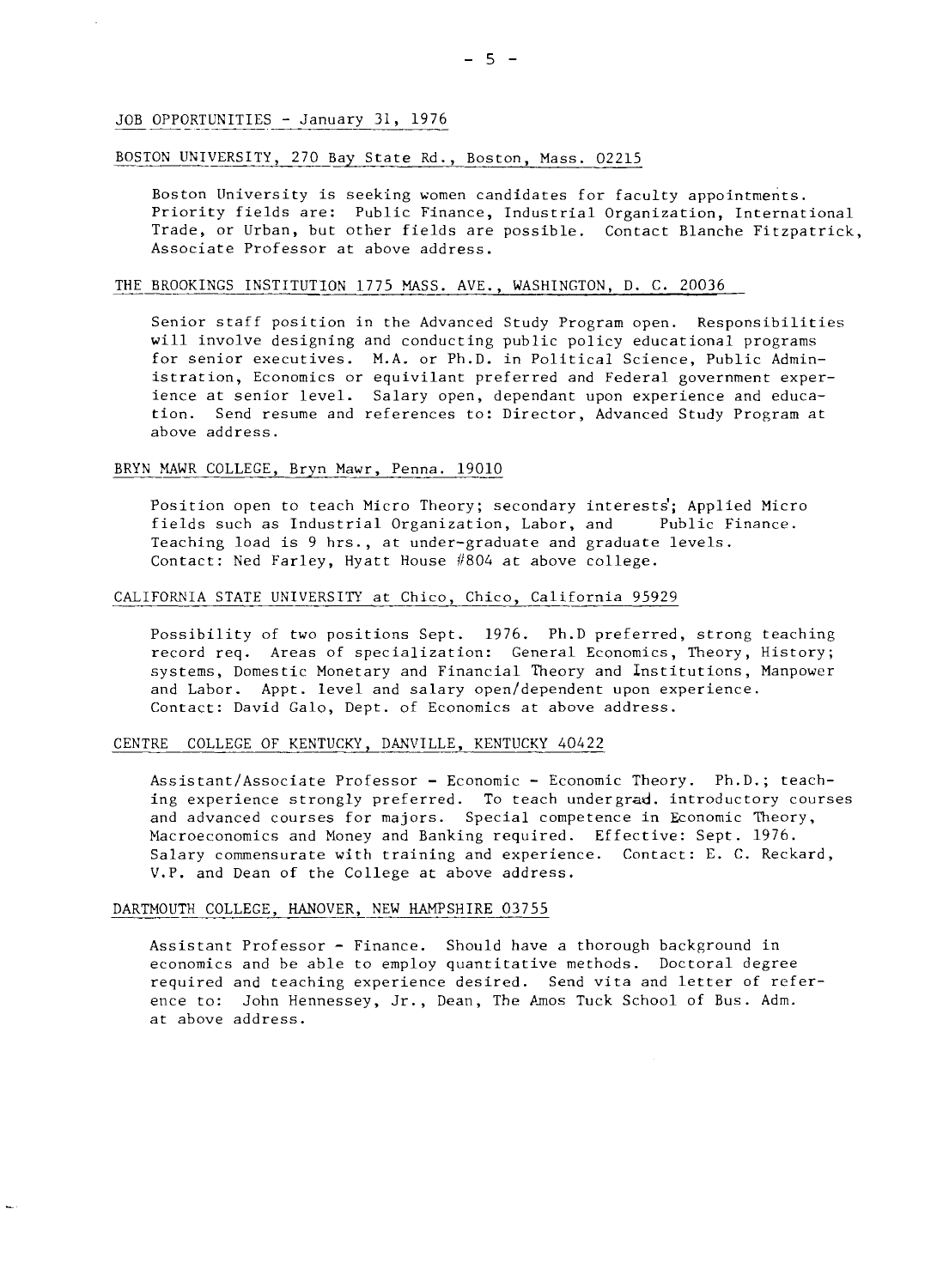JOB OPPORTUNITIES - January 31, 1976

BOSTON UNIVERSITY, 270 Bay State Rd., Boston, Mass. 02215

Boston University is seeking women candidates for faculty appointments. Priority fields are: Public Finance, Industrial Organization, International Trade, or Urban, but other fields are possible. Contact Blanche Fitzpatrick, Associate Professor at above address.

THE BROOKINGS INSTITUTION 1775 MASS. AVE., WASHINGTON, D. C. 20036

Senior staff position in the Advanced Study Program open. Responsibilities will involve designing and conducting public policy educational programs for senior executives. M.A. or Ph.D. in Political Science, Public Administration, Economics or equivilant preferred and Federal government experience at senior level. Salary open, dependant upon experience and education. Send resume and references to: Director, Advanced Study Program at above address.

BRYN MAWR COLLEGE, Bryn Mawr, Penna. 19010

Position open to teach Micro Theory; secondary interests; Applied Micro fields such as Industrial Organization, Labor, and Public Finance. Teaching load is 9 hrs., at under-graduate and graduate levels. Contact: Ned Farley, Hyatt House #804 at above college.

CALIFORNIA STATE UNIVERSITY at Chico, Chico, California 95929

Possibility of two positions Sept. 1976. Ph.D preferred, strong teaching record req. Areas of specialization: General Economics, Theory, History; systems, Domestic Monetary and Financial Theory and Institutions, Manpower and Labor. Appt. level and salary open/dependent upon experience. Contact: David Galo, Dept. of Economics at above address.

CENTRE COLLEGE OF KENTUCKY, DANVILLE, KENTUCKY 40422

Assistant/Associate Professor - Economic - Economic Theory. Ph.D.; teaching experience strongly preferred. To teach undergrad. introductory courses and advanced courses for majors. Special competence in Economic Theory, Macroeconomics and Money and Banking required. Effective: Sept. 1976. Salary commensurate with training and experience. Contact: E. C. Reckard, V.P. and Dean of the College at above address.

DARTMOUTH COLLEGE, HANOVER, NEW HAMPSHIRE 03755

Assistant Professor - Finance. Should have a thorough background in economics and be able to employ quantitative methods. Doctoral degree required and teaching experience desired. Send vita and letter of reference to: John Hennessey, Jr., Dean, The Amos Tuck School of Bus. Adm. at above address.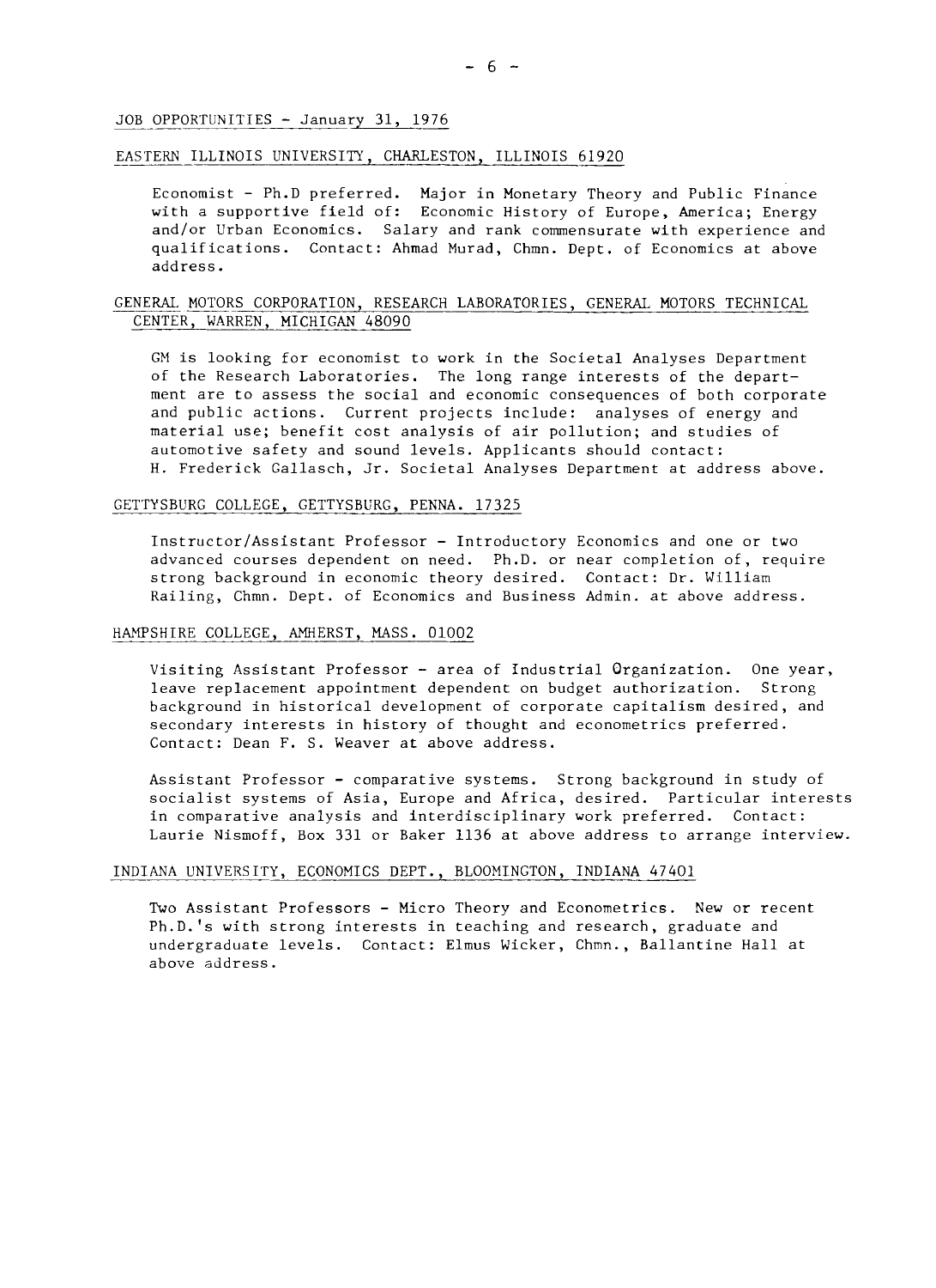## JOB OPPORTUNITIES - January 31, 1976

### EASTERN ILLINOIS UNIVERSITY, CHARLESTON, ILLINOIS 61920

Economist - Ph.D preferred. Major in Monetary Theory and Public Finance with a supportive field of: Economic History of Europe, America; Energy and/or Urban Economics. Salary and rank commensurate with experience and qualifications. Contact: Ahmad Murad, Chmn. Dept. of Economics at above address.

### GENERAL MOTORS CORPORATION, RESEARCH LABORATORIES, GENERAL MOTORS TECHNICAL CENTER, WARREN, MICHIGAN 48090

GM is looking for economist to work in the Societal Analyses Department of the Research Laboratories. The long range interests of the department are to assess the social and economic consequences of both corporate and public actions. Current projects include: analyses of energy and material use; benefit cost analysis of air pollution; and studies of automotive safety and sound levels. Applicants should contact: H. Frederick Gallasch, Jr. Societal Analyses Department at address above.

### GETTYSBURG COLLEGE, GETTYSBURG, PENNA. 17325

Instructor/Assistant Professor - Introductory Economics and one or two advanced courses dependent on need. Ph.D. or near completion of, require strong background in economic theory desired. Contact: Dr. William Railing, Chmn. Dept. of Economics and Business Admin. at above address.

### HAMPSHIRE COLLEGE, AMHERST, MASS. 01002

Visiting Assistant Professor - area of Industrial Organization. One year, leave replacement appointment dependent on budget authorization. Strong background in historical development of corporate capitalism desired, and secondary interests in history of thought and econometrics preferred. Contact: Dean F. S. Weaver at above address.

Assistant Professor - comparative systems. Strong background in study of socialist systems of Asia, Europe and Africa, desired. Particular interests in comparative analysis and interdisciplinary work preferred. Contact: Laurie Nismoff, Box 331 or Baker 1136 at above address to arrange interview.

### INDIANA UNIVERSITY, ECONOMICS DEPT., BLOOMINGTON, INDIANA 47401

Two Assistant Professors - Micro Theory and Econometrics. New or recent Ph.D.'s with strong interests in teaching and research, graduate and undergraduate levels. Contact: Elmus Wicker, Chmn., Ballantine Hall at above address.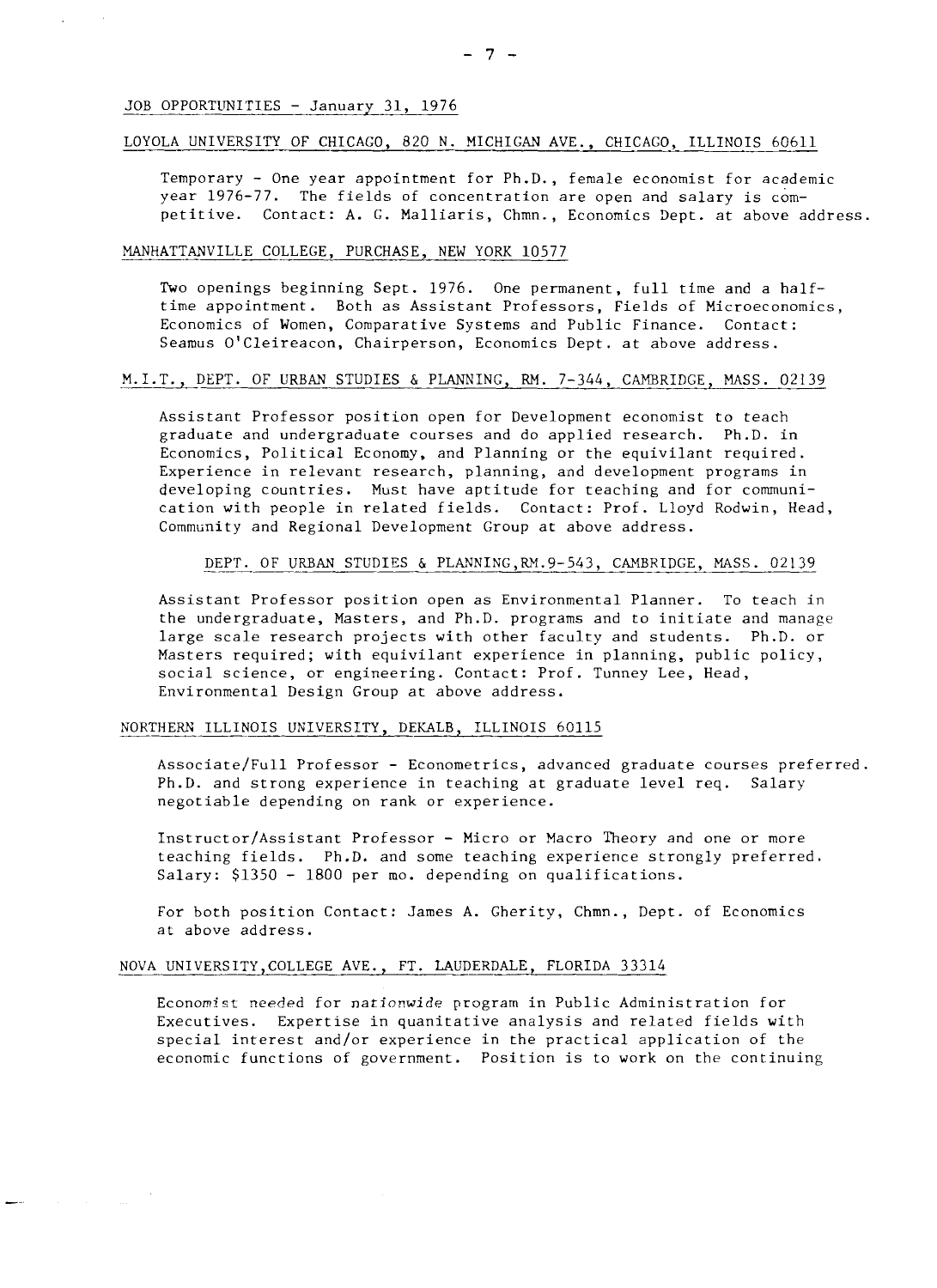JOB OPPORTUNITIES - January 31, 1976

LOYOLA UNIVERSITY OF CHICAGO, 820 N. MICHIGAN AVE., CHICAGO, ILLINOIS 60611

Temporary - One year appointment for Ph.D., female economist for academic year 1976-77. The fields of concentration are open and salary is competitive. Contact: A. G. Malliaris, Chmn., Economics Dept. at above address.

MANHATTANVILLE COLLEGE, PURCHASE, NEW YORK 10577

Two openings beginning Sept. 1976. One permanent, full time and a half-time appointment. Both as Assistant Professors, Fields of Microeconomics, Economics of Women, Comparative Systems and Public Finance. Contact: Seamus O'Cleireacon, Chairperson, Economics Dept. at above address.

M.I.T., DEPT. OF URBAN STUDIES & PLANNING, RM. 7-344, CAMBRIDGE, MASS. 02139

Assistant Professor position open for Development economist to teach graduate and undergraduate courses and do applied research. Ph.D. in Economics, Political Economy, and Planning or the equivilant required. Experience in relevant research, planning, and development programs in developing countries. Must have aptitude for teaching and for communication with people in related fields. Contact: Prof. Lloyd Rodwin, Head, Community and Regional Development Group at above address.

DEPT. OF URBAN STUDIES & PLANNING, RM. 9-543, CAMBRIDGE, MASS. 02139

Assistant Professor position open as Environmental Planner. To teach in the undergraduate, Masters, and Ph.D. programs and to initiate and manage large scale research projects with other faculty and students. Ph.D. or Masters required; with equivilant experience in planning, public policy, social science, or engineering. Contact: Prof. Tunney Lee, Head, Environmental Design Group at above address.

NORTHERN ILLINOIS UNIVERSITY, DEKALB, ILLINOIS 60115

Associate/Full Professor - Econometrics, advanced graduate courses preferred. Ph.D. and strong experience in teaching at graduate level req. Salary negotiable depending on rank or experience.

Instructor/Assistant Professor - Micro or Macro Theory and one or more teaching fields. Ph.D. and some teaching experience strongly preferred. Salary: $1350 - 1800 per mo. depending on qualifications.

For both position Contact: James A. Gherity, Chmn., Dept. of Economics at above address.

NOVA UNIVERSITY, COLLEGE AVE., FT. LAUDERDALE, FLORIDA 33314

Economist needed for nationwide program in Public Administration for Executives. Expertise in quanitative analysis and related fields with special interest and/or experience in the practical application of the economic functions of government. Position is to work on the continuing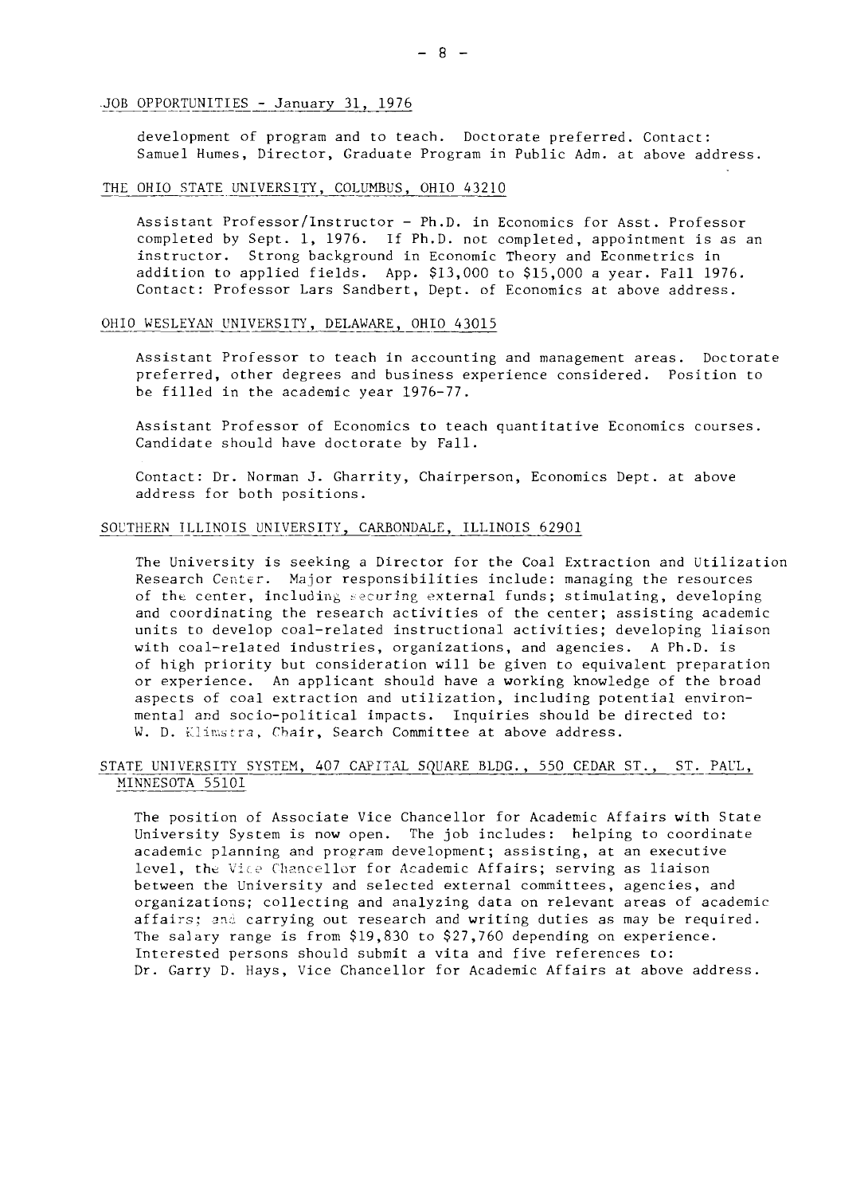development of program and to teach. Doctorate preferred. Contact: Samuel Humes, Director, Graduate Program in Public Adm. at above address.

THE OHIO STATE UNIVERSITY, COLUMBUS, OHIO 43210

Assistant Professor/Instructor - Ph.D. in Economics for Asst. Professor completed by Sept. 1, 1976. If Ph.D. not completed, appointment is as an instructor. Strong background in Economic Theory and Econmetrics in addition to applied fields. App. $13,000 to $15,000 a year. Fall 1976. Contact: Professor Lars Sandbert, Dept. of Economics at above address.

OHIO WESLEYAN UNIVERSITY, DELAWARE, OHIO 43015

Assistant Professor to teach in accounting and management areas. Doctorate preferred, other degrees and business experience considered. Position to be filled in the academic year 1976-77.

Assistant Professor of Economics to teach quantitative Economics courses. Candidate should have doctorate by Fall.

Contact: Dr. Norman J. Gharrity, Chairperson, Economics Dept. at above address for both positions.

SOUTHERN ILLINOIS UNIVERSITY, CARBONDALE, ILLINOIS 62901

The University is seeking a Director for the Coal Extraction and Utilization Research Center. Major responsibilities include: managing the resources of the center, including securing external funds; stimulating, developing and coordinating the research activities of the center; assisting academic units to develop coal-related instructional activities; developing liaison with coal-related industries, organizations, and agencies. A Ph.D. is of high priority but consideration will be given to equivalent preparation or experience. An applicant should have a working knowledge of the broad aspects of coal extraction and utilization, including potential environmental and socio-political impacts. Inquiries should be directed to: W. D. Klimstra, Chair, Search Committee at above address.

STATE UNIVERSITY SYSTEM, 407 CAPITAL SQUARE BLDG., 550 CEDAR ST., ST. PAUL, MINNESOTA 55101

The position of Associate Vice Chancellor for Academic Affairs with State University System is now open. The job includes: helping to coordinate academic planning and program development; assisting, at an executive level, the Vice Chancellor for Academic Affairs; serving as liaison between the University and selected external committees, agencies, and organizations; collecting and analyzing data on relevant areas of academic affairs; and carrying out research and writing duties as may be required. The salary range is from $19,830 to $27,760 depending on experience. Interested persons should submit a vita and five references to: Dr. Garry D. Hays, Vice Chancellor for Academic Affairs at above address.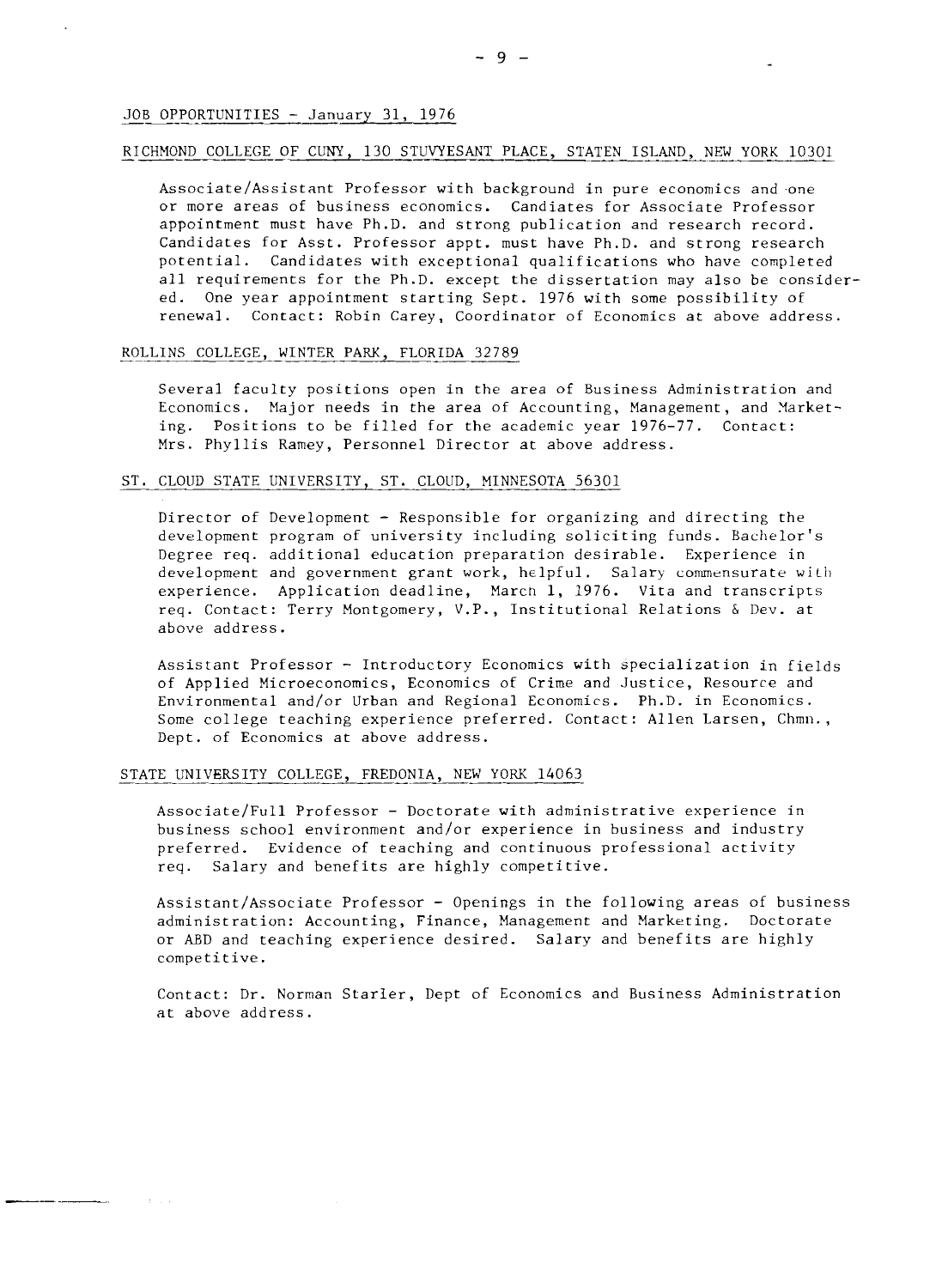## JOB OPPORTUNITIES - January 31, 1976

### RICHMOND COLLEGE OF CUNY, 130 STUYVESANT PLACE, STATEN ISLAND, NEW YORK 10301

Associate/Assistant Professor with background in pure economics and one or more areas of business economics. Candiates for Associate Professor appointment must have Ph.D. and strong publication and research record. Candidates for Asst. Professor appt. must have Ph.D. and strong research potential. Candidates with exceptional qualifications who have completed all requirements for the Ph.D. except the dissertation may also be considered. One year appointment starting Sept. 1976 with some possibility of renewal. Contact: Robin Carey, Coordinator of Economics at above address.

### ROLLINS COLLEGE, WINTER PARK, FLORIDA 32789

Several faculty positions open in the area of Business Administration and Economics. Major needs in the area of Accounting, Management, and Marketing. Positions to be filled for the academic year 1976-77. Contact: Mrs. Phyllis Ramey, Personnel Director at above address.

### ST. CLOUD STATE UNIVERSITY, ST. CLOUD, MINNESOTA 56301

Director of Development - Responsible for organizing and directing the development program of university including soliciting funds. Bachelor's Degree req. additional education preparation desirable. Experience in development and government grant work, helpful. Salary commensurate with experience. Application deadline, March 1, 1976. Vita and transcripts req. Contact: Terry Montgomery, V.P., Institutional Relations & Dev. at above address.

Assistant Professor - Introductory Economics with specialization in fields of Applied Microeconomics, Economics of Crime and Justice, Resource and Environmental and/or Urban and Regional Economics. Ph.D. in Economics. Some college teaching experience preferred. Contact: Allen Larsen, Chmn., Dept. of Economics at above address.

### STATE UNIVERSITY COLLEGE, FREDONIA, NEW YORK 14063

Associate/Full Professor - Doctorate with administrative experience in business school environment and/or experience in business and industry preferred. Evidence of teaching and continuous professional activity req. Salary and benefits are highly competitive.

Assistant/Associate Professor - Openings in the following areas of business administration: Accounting, Finance, Management and Marketing. Doctorate or ABD and teaching experience desired. Salary and benefits are highly competitive.

Contact: Dr. Norman Starler, Dept of Economics and Business Administration at above address.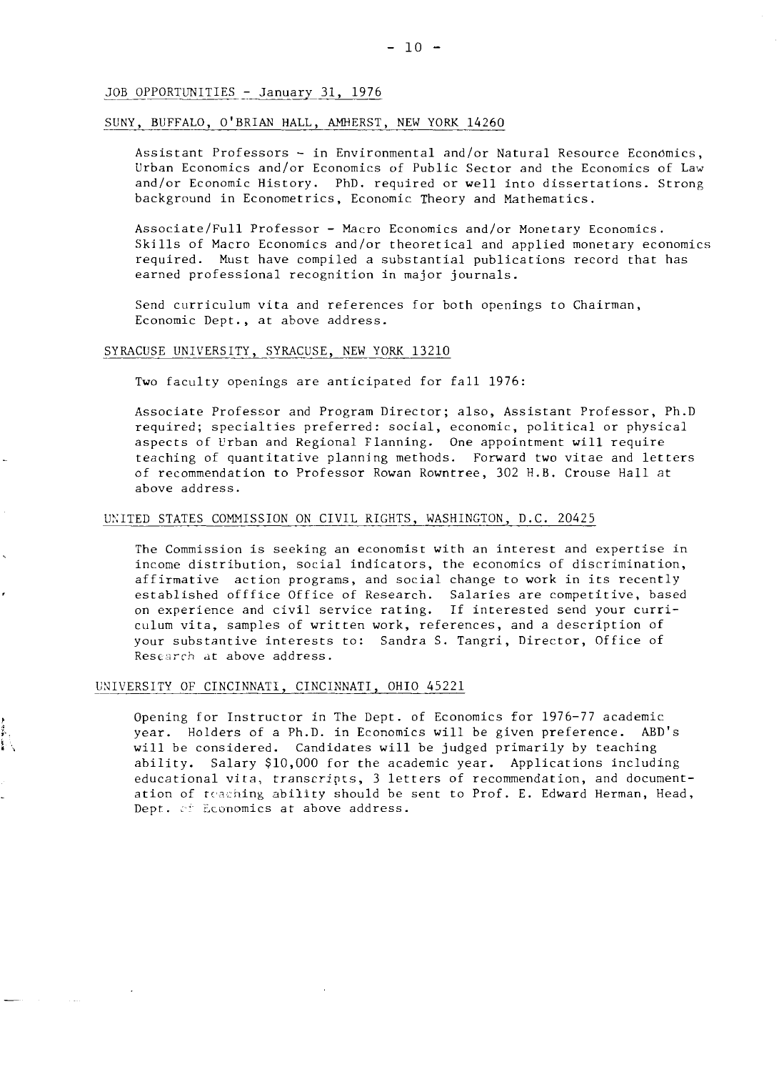## JOB OPPORTUNITIES - January 31, 1976

### SUNY, BUFFALO, O'BRIAN HALL, AMHERST, NEW YORK 14260

Assistant Professors - in Environmental and/or Natural Resource Economics, Urban Economics and/or Economics of Public Sector and the Economics of Law and/or Economic History. PhD. required or well into dissertations. Strong background in Econometrics, Economic Theory and Mathematics.

Associate/Full Professor - Macro Economics and/or Monetary Economics. Skills of Macro Economics and/or theoretical and applied monetary economics required. Must have compiled a substantial publications record that has earned professional recognition in major journals.

Send curriculum vita and references for both openings to Chairman, Economic Dept., at above address.

### SYRACUSE UNIVERSITY, SYRACUSE, NEW YORK 13210

Two faculty openings are anticipated for fall 1976:

Associate Professor and Program Director; also, Assistant Professor, Ph.D required; specialties preferred: social, economic, political or physical aspects of Urban and Regional Planning. One appointment will require teaching of quantitative planning methods. Forward two vitae and letters of recommendation to Professor Rowan Rowntree, 302 H.B. Crouse Hall at above address.

### UNITED STATES COMMISSION ON CIVIL RIGHTS, WASHINGTON, D.C. 20425

The Commission is seeking an economist with an interest and expertise in income distribution, social indicators, the economics of discrimination, affirmative action programs, and social change to work in its recently established offfice Office of Research. Salaries are competitive, based on experience and civil service rating. If interested send your curriculum vita, samples of written work, references, and a description of your substantive interests to: Sandra S. Tangri, Director, Office of Research at above address.

### UNIVERSITY OF CINCINNATI, CINCINNATI, OHIO 45221

Opening for Instructor in The Dept. of Economics for 1976-77 academic year. Holders of a Ph.D. in Economics will be given preference. ABD's will be considered. Candidates will be judged primarily by teaching ability. Salary $10,000 for the academic year. Applications including educational vita, transcripts, 3 letters of recommendation, and documentation of teaching ability should be sent to Prof. E. Edward Herman, Head, Dept. of Economics at above address.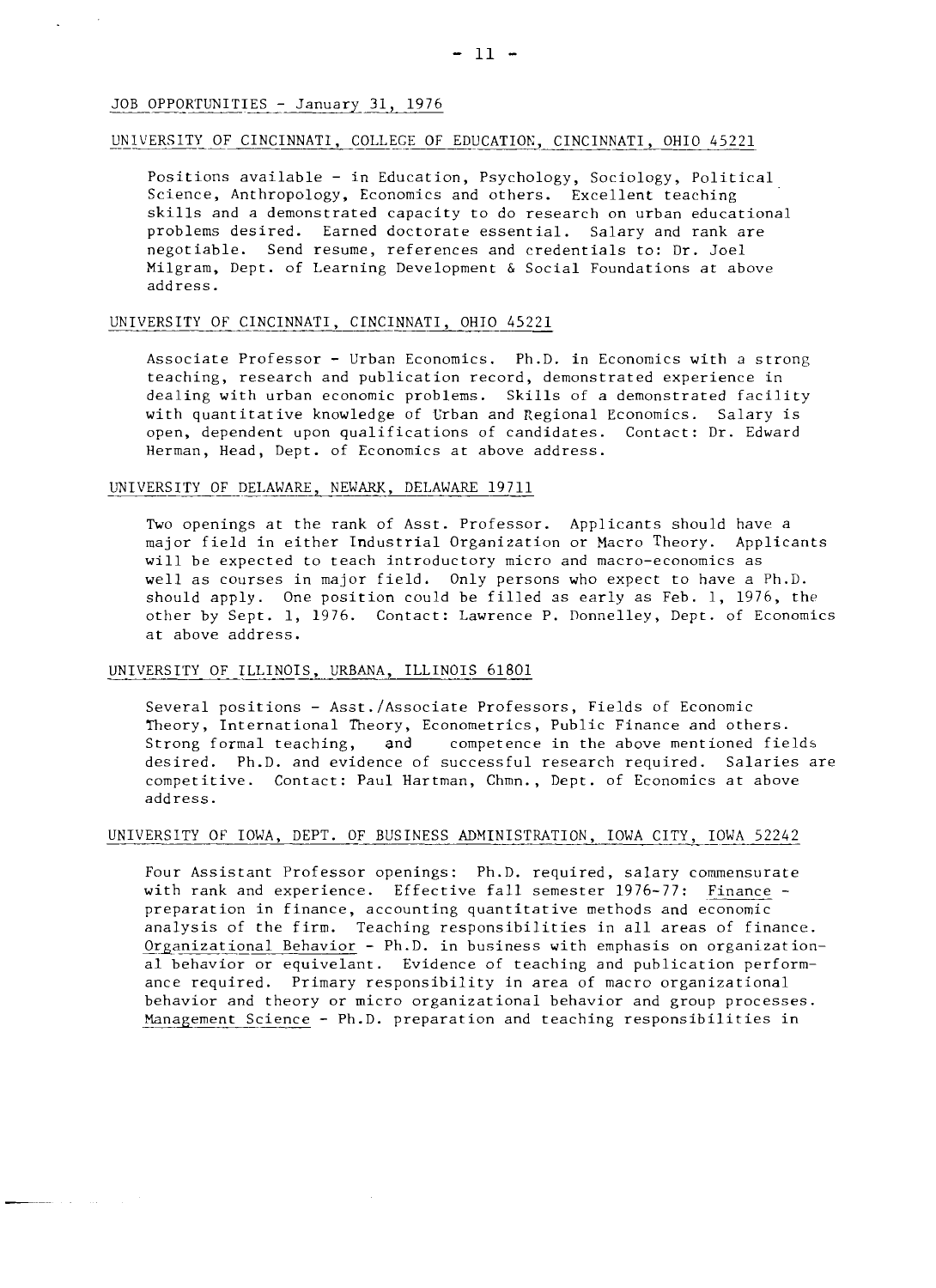JOB OPPORTUNITIES - January 31, 1976

UNIVERSITY OF CINCINNATI, COLLEGE OF EDUCATION, CINCINNATI, OHIO 45221

Positions available - in Education, Psychology, Sociology, Political Science, Anthropology, Economics and others. Excellent teaching skills and a demonstrated capacity to do research on urban educational problems desired. Earned doctorate essential. Salary and rank are negotiable. Send resume, references and credentials to: Dr. Joel Milgram, Dept. of Learning Development & Social Foundations at above address.

UNIVERSITY OF CINCINNATI, CINCINNATI, OHIO 45221

Associate Professor - Urban Economics. Ph.D. in Economics with a strong teaching, research and publication record, demonstrated experience in dealing with urban economic problems. Skills of a demonstrated facility with quantitative knowledge of Urban and Regional Economics. Salary is open, dependent upon qualifications of candidates. Contact: Dr. Edward Herman, Head, Dept. of Economics at above address.

UNIVERSITY OF DELAWARE, NEWARK, DELAWARE 19711

Two openings at the rank of Asst. Professor. Applicants should have a major field in either Industrial Organization or Macro Theory. Applicants will be expected to teach introductory micro and macro-economics as well as courses in major field. Only persons who expect to have a Ph.D. should apply. One position could be filled as early as Feb. 1, 1976, the other by Sept. 1, 1976. Contact: Lawrence P. Donnelley, Dept. of Economics at above address.

UNIVERSITY OF ILLINOIS, URBANA, ILLINOIS 61801

Several positions - Asst./Associate Professors, Fields of Economic Theory, International Theory, Econometrics, Public Finance and others. Strong formal teaching, and competence in the above mentioned fields desired. Ph.D. and evidence of successful research required. Salaries are competitive. Contact: Paul Hartman, Chmn., Dept. of Economics at above address.

UNIVERSITY OF IOWA, DEPT. OF BUSINESS ADMINISTRATION, IOWA CITY, IOWA 52242

Four Assistant Professor openings: Ph.D. required, salary commensurate with rank and experience. Effective fall semester 1976-77: Finance - preparation in finance, accounting quantitative methods and economic analysis of the firm. Teaching responsibilities in all areas of finance. Organizational Behavior - Ph.D. in business with emphasis on organizational behavior or equivelant. Evidence of teaching and publication performance required. Primary responsibility in area of macro organizational behavior and theory or micro organizational behavior and group processes. Management Science - Ph.D. preparation and teaching responsibilities in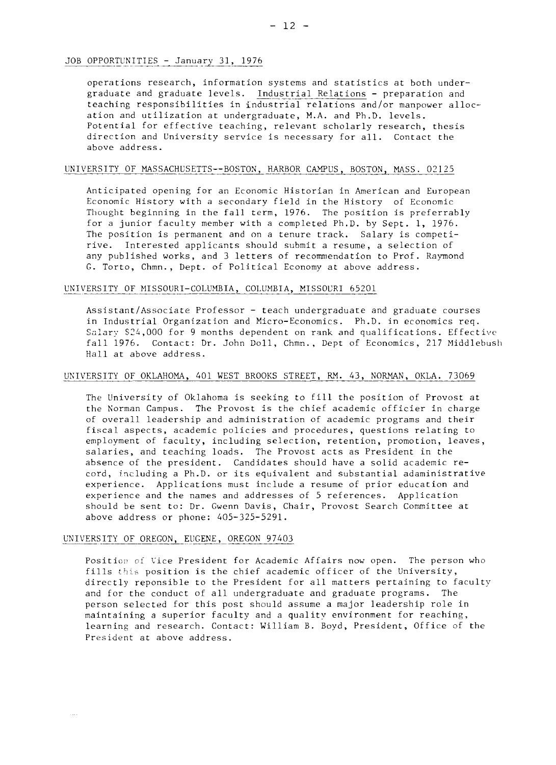JOB OPPORTUNITIES - January 31, 1976

operations research, information systems and statistics at both undergraduate and graduate levels. Industrial Relations - preparation and teaching responsibilities in industrial relations and/or manpower allocation and utilization at undergraduate, M.A. and Ph.D. levels. Potential for effective teaching, relevant scholarly research, thesis direction and University service is necessary for all. Contact the above address.

UNIVERSITY OF MASSACHUSETTS--BOSTON, HARBOR CAMPUS, BOSTON, MASS. 02125

Anticipated opening for an Economic Historian in American and European Economic History with a secondary field in the History of Economic Thought beginning in the fall term, 1976. The position is preferrably for a junior faculty member with a completed Ph.D. by Sept. 1, 1976. The position is permanent and on a tenure track. Salary is competirive. Interested applicants should submit a resume, a selection of any published works, and 3 letters of recommendation to Prof. Raymond G. Torto, Chmn., Dept. of Political Economy at above address.

UNIVERSITY OF MISSOURI-COLUMBIA, COLUMBIA, MISSOURI 65201

Assistant/Associate Professor - teach undergraduate and graduate courses in Industrial Organization and Micro-Economics. Ph.D. in economics req. Salary $24,000 for 9 months dependent on rank and qualifications. Effective fall 1976. Contact: Dr. John Doll, Chmn., Dept of Economics, 217 Middlebush Hall at above address.

UNIVERSITY OF OKLAHOMA, 401 WEST BROOKS STREET, RM. 43, NORMAN, OKLA. 73069

The University of Oklahoma is seeking to fill the position of Provost at the Norman Campus. The Provost is the chief academic officier in charge of overall leadership and administration of academic programs and their fiscal aspects, academic policies and procedures, questions relating to employment of faculty, including selection, retention, promotion, leaves, salaries, and teaching loads. The Provost acts as President in the absence of the president. Candidates should have a solid academic record, including a Ph.D. or its equivalent and substantial adaministrative experience. Applications must include a resume of prior education and experience and the names and addresses of 5 references. Application should be sent to: Dr. Gwenn Davis, Chair, Provost Search Committee at above address or phone: 405-325-5291.

UNIVERSITY OF OREGON, EUGENE, OREGON 97403

Position of Vice President for Academic Affairs now open. The person who fills this position is the chief academic officer of the University, directly reponsible to the President for all matters pertaining to faculty and for the conduct of all undergraduate and graduate programs. The person selected for this post should assume a major leadership role in maintaining a superior faculty and a quality environment for reaching, learning and research. Contact: William B. Boyd, President, Office of the President at above address.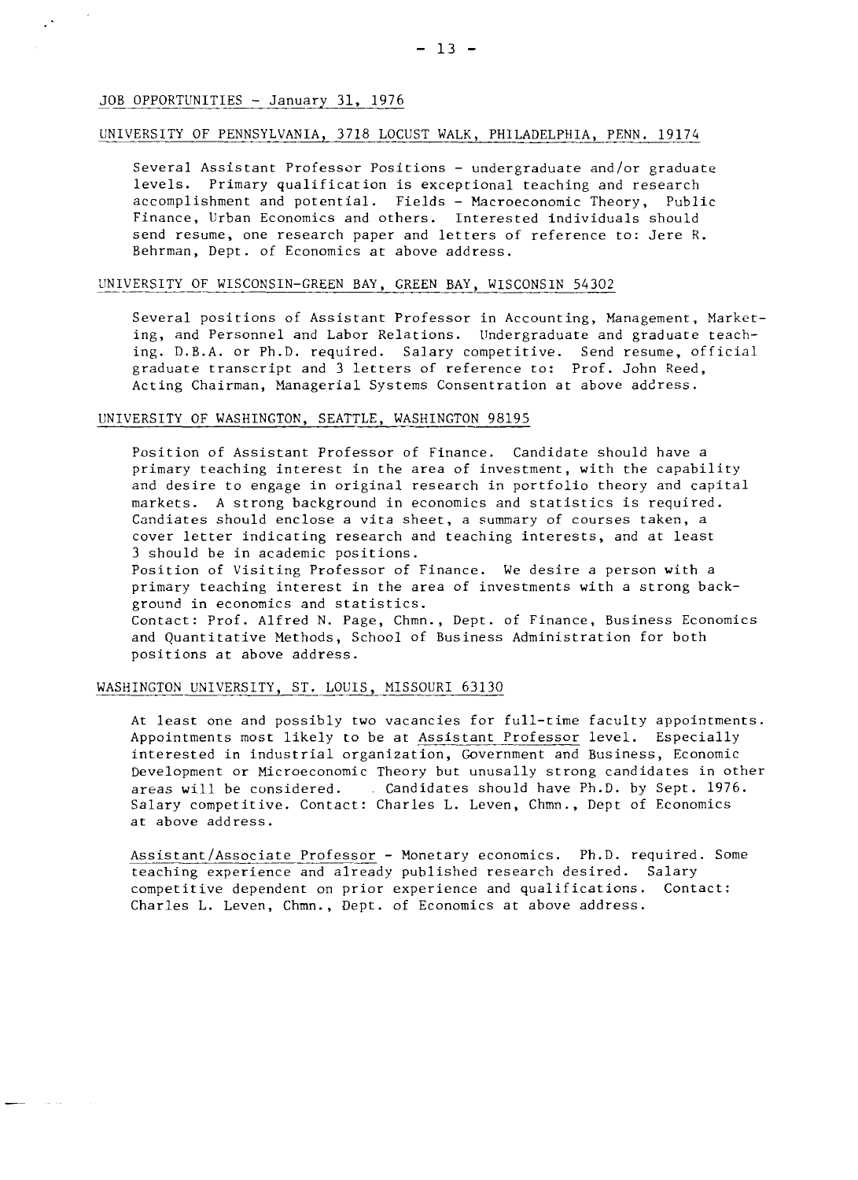JOB OPPORTUNITIES - January 31, 1976

UNIVERSITY OF PENNSYLVANIA, 3718 LOCUST WALK, PHILADELPHIA, PENN. 19174

Several Assistant Professor Positions - undergraduate and/or graduate levels. Primary qualification is exceptional teaching and research accomplishment and potential. Fields - Macroeconomic Theory, Public Finance, Urban Economics and others. Interested individuals should send resume, one research paper and letters of reference to: Jere R. Behrman, Dept. of Economics at above address.

UNIVERSITY OF WISCONSIN-GREEN BAY, GREEN BAY, WISCONSIN 54302

Several positions of Assistant Professor in Accounting, Management, Marketing, and Personnel and Labor Relations. Undergraduate and graduate teaching. D.B.A. or Ph.D. required. Salary competitive. Send resume, official graduate transcript and 3 letters of reference to: Prof. John Reed, Acting Chairman, Managerial Systems Consentration at above address.

UNIVERSITY OF WASHINGTON, SEATTLE, WASHINGTON 98195

Position of Assistant Professor of Finance. Candidate should have a primary teaching interest in the area of investment, with the capability and desire to engage in original research in portfolio theory and capital markets. A strong background in economics and statistics is required. Candiates should enclose a vita sheet, a summary of courses taken, a cover letter indicating research and teaching interests, and at least 3 should be in academic positions.
Position of Visiting Professor of Finance. We desire a person with a primary teaching interest in the area of investments with a strong background in economics and statistics.
Contact: Prof. Alfred N. Page, Chmn., Dept. of Finance, Business Economics and Quantitative Methods, School of Business Administration for both positions at above address.

WASHINGTON UNIVERSITY, ST. LOUIS, MISSOURI 63130

At least one and possibly two vacancies for full-time faculty appointments. Appointments most likely to be at Assistant Professor level. Especially interested in industrial organization, Government and Business, Economic Development or Microeconomic Theory but unusally strong candidates in other areas will be considered. Candidates should have Ph.D. by Sept. 1976. Salary competitive. Contact: Charles L. Leven, Chmn., Dept of Economics at above address.

Assistant/Associate Professor - Monetary economics. Ph.D. required. Some teaching experience and already published research desired. Salary competitive dependent on prior experience and qualifications. Contact: Charles L. Leven, Chmn., Dept. of Economics at above address.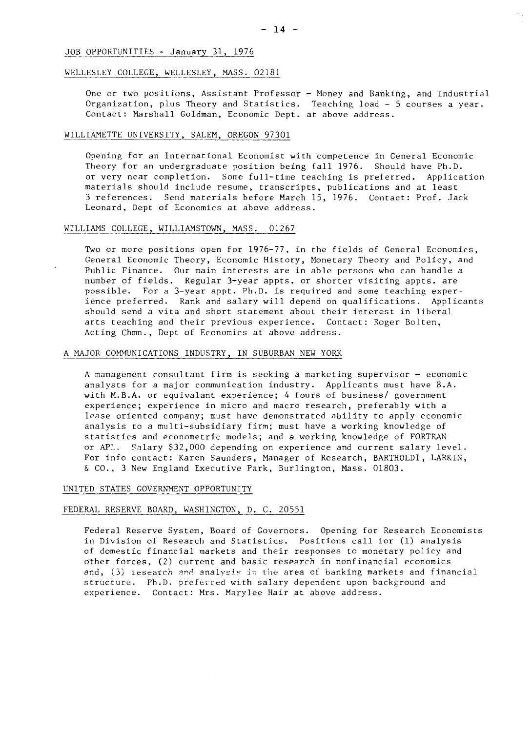JOB OPPORTUNITIES - January 31, 1976

WELLESLEY COLLEGE, WELLESLEY, MASS. 02181

One or two positions, Assistant Professor - Money and Banking, and Industrial Organization, plus Theory and Statistics. Teaching load - 5 courses a year. Contact: Marshall Goldman, Economic Dept. at above address.

WILLIAMETTE UNIVERSITY, SALEM, OREGON 97301

Opening for an International Economist with competence in General Economic Theory for an undergraduate position being fall 1976. Should have Ph.D. or very near completion. Some full-time teaching is preferred. Application materials should include resume, transcripts, publications and at least 3 references. Send materials before March 15, 1976. Contact: Prof. Jack Leonard, Dept of Economics at above address.

WILLIAMS COLLEGE, WILLIAMSTOWN, MASS. 01267

Two or more positions open for 1976-77, in the fields of General Economics, General Economic Theory, Economic History, Monetary Theory and Policy, and Public Finance. Our main interests are in able persons who can handle a number of fields. Regular 3-year appts. or shorter visiting appts. are possible. For a 3-year appt. Ph.D. is required and some teaching experience preferred. Rank and salary will depend on qualifications. Applicants should send a vita and short statement about their interest in liberal arts teaching and their previous experience. Contact: Roger Bolten, Acting Chmn., Dept of Economics at above address.

A MAJOR COMMUNICATIONS INDUSTRY, IN SUBURBAN NEW YORK

A management consultant firm is seeking a marketing supervisor - economic analysts for a major communication industry. Applicants must have B.A. with M.B.A. or equivalant experience; 4 fours of business/ government experience; experience in micro and macro research, preferably with a lease oriented company; must have demonstrated ability to apply economic analysis to a multi-subsidiary firm; must have a working knowledge of statistics and econometric models; and a working knowledge of FORTRAN or APL. Salary $32,000 depending on experience and current salary level. For info contact: Karen Saunders, Manager of Research, BARTHOLDI, LARKIN, & CO., 3 New England Executive Park, Burlington, Mass. 01803.

UNITED STATES GOVERNMENT OPPORTUNITY

FEDERAL RESERVE BOARD, WASHINGTON, D. C. 20551

Federal Reserve System, Board of Governors. Opening for Research Economists in Division of Research and Statistics. Positions call for (1) analysis of domestic financial markets and their responses to monetary policy and other forces, (2) current and basic research in nonfinancial economics and, (3) research and analysis in the area of banking markets and financial structure. Ph.D. preferred with salary dependent upon background and experience. Contact: Mrs. Marylee Hair at above address.